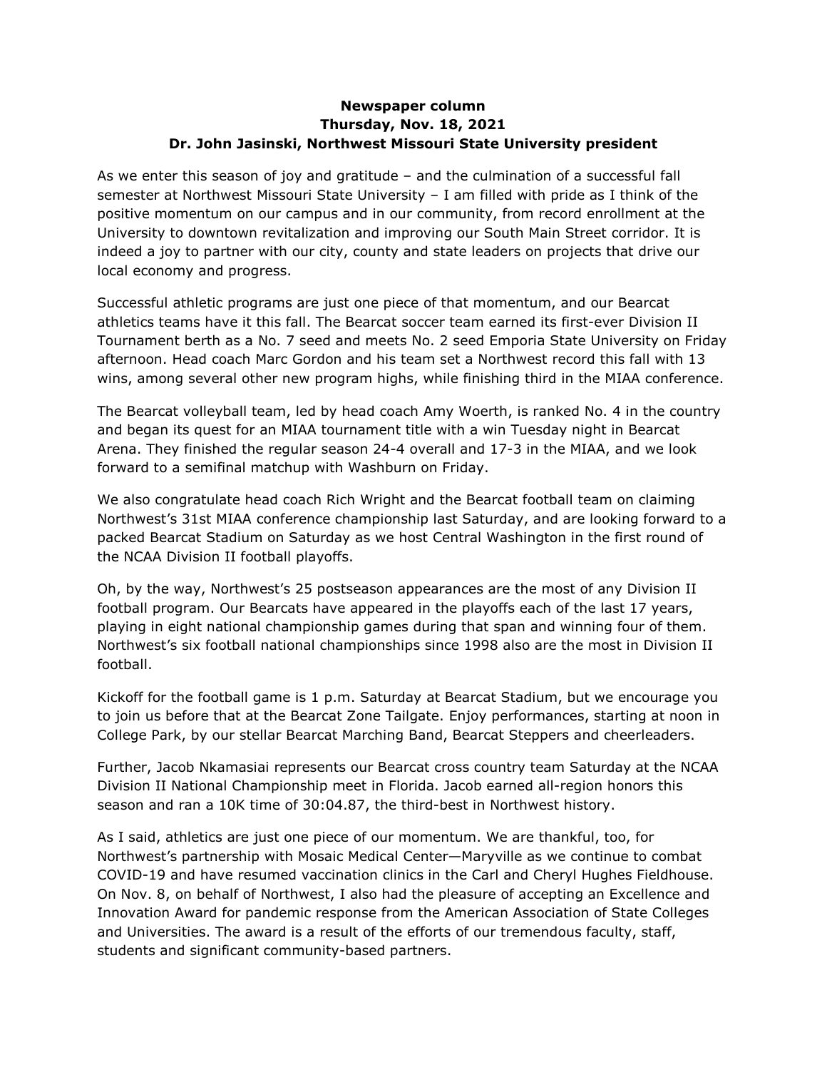**Newspaper column**
**Thursday, Nov. 18, 2021**
**Dr. John Jasinski, Northwest Missouri State University president**

As we enter this season of joy and gratitude – and the culmination of a successful fall semester at Northwest Missouri State University – I am filled with pride as I think of the positive momentum on our campus and in our community, from record enrollment at the University to downtown revitalization and improving our South Main Street corridor. It is indeed a joy to partner with our city, county and state leaders on projects that drive our local economy and progress.

Successful athletic programs are just one piece of that momentum, and our Bearcat athletics teams have it this fall. The Bearcat soccer team earned its first-ever Division II Tournament berth as a No. 7 seed and meets No. 2 seed Emporia State University on Friday afternoon. Head coach Marc Gordon and his team set a Northwest record this fall with 13 wins, among several other new program highs, while finishing third in the MIAA conference.

The Bearcat volleyball team, led by head coach Amy Woerth, is ranked No. 4 in the country and began its quest for an MIAA tournament title with a win Tuesday night in Bearcat Arena. They finished the regular season 24-4 overall and 17-3 in the MIAA, and we look forward to a semifinal matchup with Washburn on Friday.

We also congratulate head coach Rich Wright and the Bearcat football team on claiming Northwest's 31st MIAA conference championship last Saturday, and are looking forward to a packed Bearcat Stadium on Saturday as we host Central Washington in the first round of the NCAA Division II football playoffs.

Oh, by the way, Northwest's 25 postseason appearances are the most of any Division II football program. Our Bearcats have appeared in the playoffs each of the last 17 years, playing in eight national championship games during that span and winning four of them. Northwest's six football national championships since 1998 also are the most in Division II football.

Kickoff for the football game is 1 p.m. Saturday at Bearcat Stadium, but we encourage you to join us before that at the Bearcat Zone Tailgate. Enjoy performances, starting at noon in College Park, by our stellar Bearcat Marching Band, Bearcat Steppers and cheerleaders.

Further, Jacob Nkamasiai represents our Bearcat cross country team Saturday at the NCAA Division II National Championship meet in Florida. Jacob earned all-region honors this season and ran a 10K time of 30:04.87, the third-best in Northwest history.

As I said, athletics are just one piece of our momentum. We are thankful, too, for Northwest's partnership with Mosaic Medical Center—Maryville as we continue to combat COVID-19 and have resumed vaccination clinics in the Carl and Cheryl Hughes Fieldhouse. On Nov. 8, on behalf of Northwest, I also had the pleasure of accepting an Excellence and Innovation Award for pandemic response from the American Association of State Colleges and Universities. The award is a result of the efforts of our tremendous faculty, staff, students and significant community-based partners.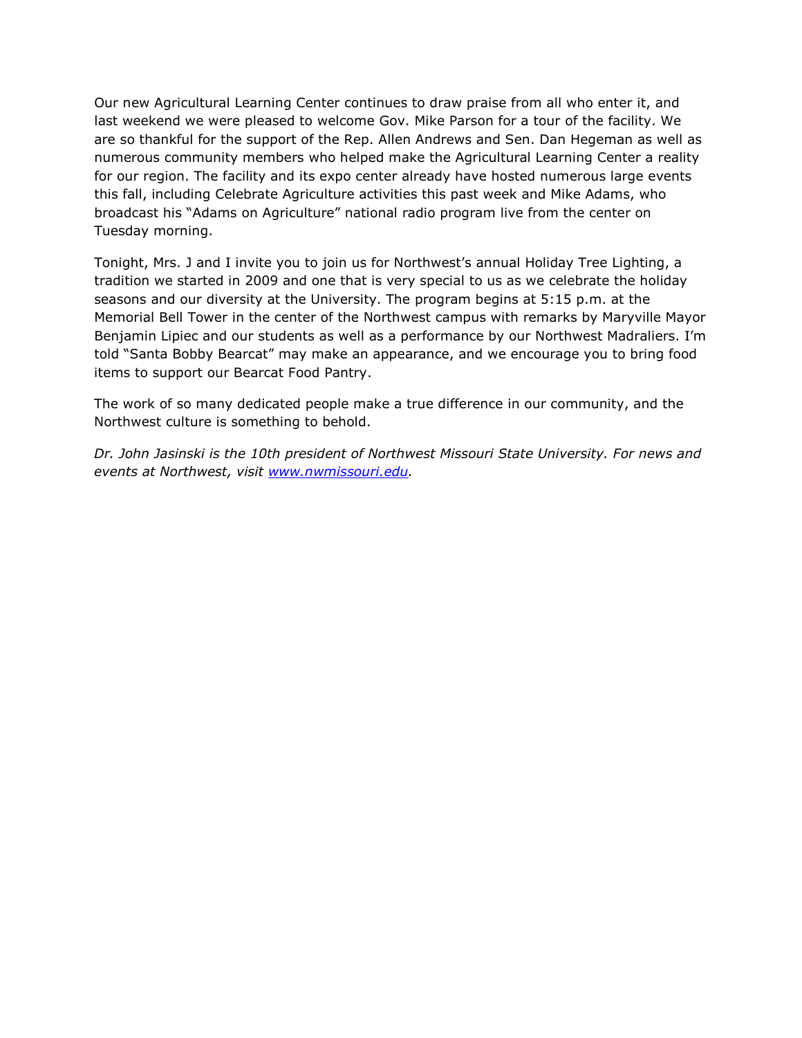Our new Agricultural Learning Center continues to draw praise from all who enter it, and last weekend we were pleased to welcome Gov. Mike Parson for a tour of the facility. We are so thankful for the support of the Rep. Allen Andrews and Sen. Dan Hegeman as well as numerous community members who helped make the Agricultural Learning Center a reality for our region. The facility and its expo center already have hosted numerous large events this fall, including Celebrate Agriculture activities this past week and Mike Adams, who broadcast his "Adams on Agriculture" national radio program live from the center on Tuesday morning.

Tonight, Mrs. J and I invite you to join us for Northwest's annual Holiday Tree Lighting, a tradition we started in 2009 and one that is very special to us as we celebrate the holiday seasons and our diversity at the University. The program begins at 5:15 p.m. at the Memorial Bell Tower in the center of the Northwest campus with remarks by Maryville Mayor Benjamin Lipiec and our students as well as a performance by our Northwest Madraliers. I'm told "Santa Bobby Bearcat" may make an appearance, and we encourage you to bring food items to support our Bearcat Food Pantry.

The work of so many dedicated people make a true difference in our community, and the Northwest culture is something to behold.

*Dr. John Jasinski is the 10th president of Northwest Missouri State University. For news and events at Northwest, visit [www.nwmissouri.edu](http://www.nwmissouri.edu).*